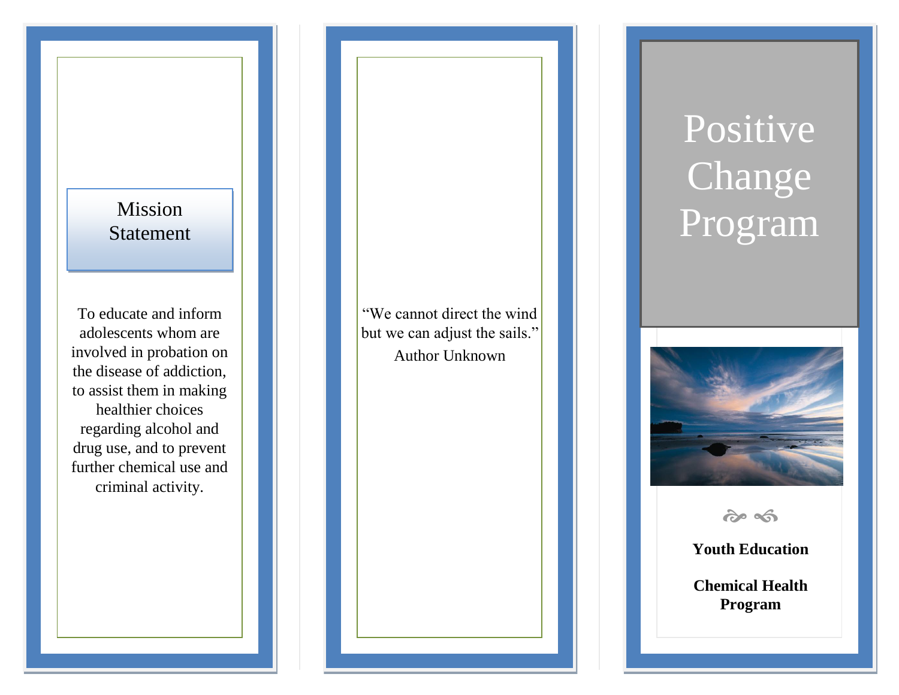## Mission Statement

To educate and inform adolescents whom are involved in probation on the disease of addiction, to assist them in making healthier choices regarding alcohol and drug use, and to prevent further chemical use and criminal activity.

"We cannot direct the wind but we can adjust the sails."

Author Unknown

# Positive Change Program

**Youth Education**

**Chemical Health Program**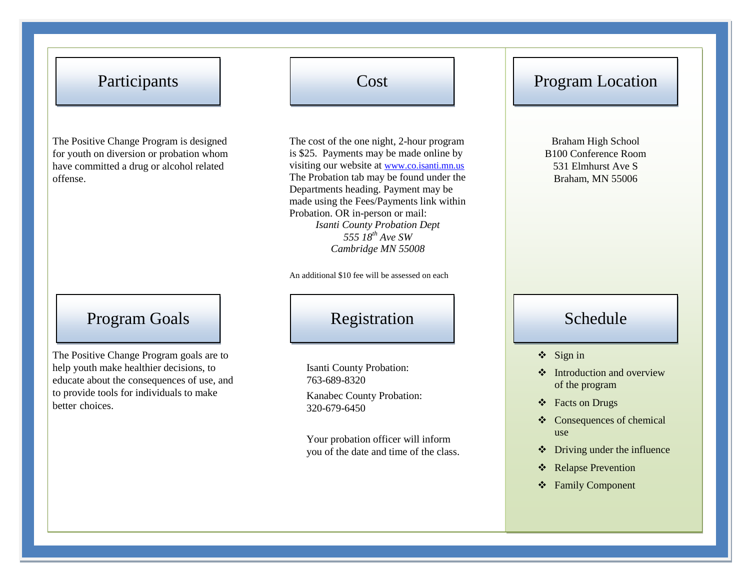## Participants

The Positive Change Program is designed for youth on diversion or probation whom have committed a drug or alcohol related offense.

## Program Goals

The Positive Change Program goals are to help youth make healthier decisions, to educate about the consequences of use, and to provide tools for individuals to make better choices.

## Cost

The cost of the one night, 2-hour program is $25. Payments may be made online by visiting our website at www.co.isanti.mn.us The Probation tab may be found under the Departments heading. Payment may be made using the Fees/Payments link within Probation. OR in-person or mail:

*Isanti County Probation Dept*
*555 18th Ave SW*
*Cambridge MN 55008*

An additional $10 fee will be assessed on each

## Registration

Isanti County Probation:
763-689-8320

Kanabec County Probation:
320-679-6450

Your probation officer will inform you of the date and time of the class.

## Program Location

Braham High School
B100 Conference Room
531 Elmhurst Ave S
Braham, MN 55006

## Schedule

- Sign in
- Introduction and overview of the program
- Facts on Drugs
- Consequences of chemical use
- Driving under the influence
- Relapse Prevention
- Family Component